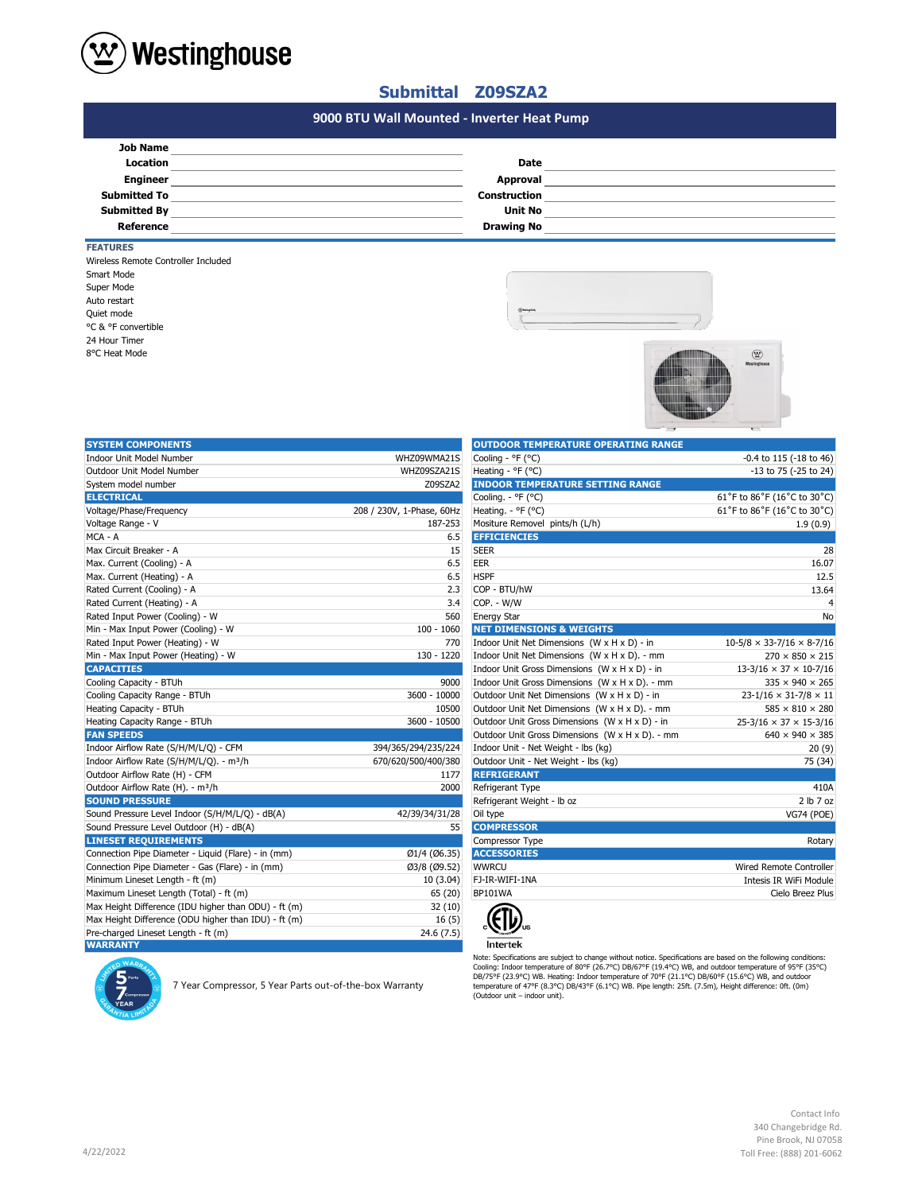Westinghouse

# Submittal Z09SZA2

## 9000 BTU Wall Mounted - Inverter Heat Pump

| | | | |
|---|---|---|---|
| **Job Name** | | | |
| **Location** | | **Date** | |
| **Engineer** | | **Approval** | |
| **Submitted To** | | **Construction** | |
| **Submitted By** | | **Unit No** | |
| **Reference** | | **Drawing No** | |

### FEATURES

- Wireless Remote Controller Included
- Smart Mode
- Super Mode
- Auto restart
- Quiet mode
- °C & °F convertible
- 24 Hour Timer
- 8°C Heat Mode

| **SYSTEM COMPONENTS** | |
|---|---|
| Indoor Unit Model Number | WHZ09WMA21S |
| Outdoor Unit Model Number | WHZ09SZA21S |
| System model number | Z09SZA2 |
| **ELECTRICAL** | |
| Voltage/Phase/Frequency | 208 / 230V, 1-Phase, 60Hz |
| Voltage Range - V | 187-253 |
| MCA - A | 6.5 |
| Max Circuit Breaker - A | 15 |
| Max. Current (Cooling) - A | 6.5 |
| Max. Current (Heating) - A | 6.5 |
| Rated Current (Cooling) - A | 2.3 |
| Rated Current (Heating) - A | 3.4 |
| Rated Input Power (Cooling) - W | 560 |
| Min - Max Input Power (Cooling) - W | 100 - 1060 |
| Rated Input Power (Heating) - W | 770 |
| Min - Max Input Power (Heating) - W | 130 - 1220 |
| **CAPACITIES** | |
| Cooling Capacity - BTUh | 9000 |
| Cooling Capacity Range - BTUh | 3600 - 10000 |
| Heating Capacity - BTUh | 10500 |
| Heating Capacity Range - BTUh | 3600 - 10500 |
| **FAN SPEEDS** | |
| Indoor Airflow Rate (S/H/M/L/Q) - CFM | 394/365/294/235/224 |
| Indoor Airflow Rate (S/H/M/L/Q). - m³/h | 670/620/500/400/380 |
| Outdoor Airflow Rate (H) - CFM | 1177 |
| Outdoor Airflow Rate (H). - m³/h | 2000 |
| **SOUND PRESSURE** | |
| Sound Pressure Level Indoor (S/H/M/L/Q) - dB(A) | 42/39/34/31/28 |
| Sound Pressure Level Outdoor (H) - dB(A) | 55 |
| **LINESET REQUIREMENTS** | |
| Connection Pipe Diameter - Liquid (Flare) - in (mm) | Ø1/4 (Ø6.35) |
| Connection Pipe Diameter - Gas (Flare) - in (mm) | Ø3/8 (Ø9.52) |
| Minimum Lineset Length - ft (m) | 10 (3.04) |
| Maximum Lineset Length (Total) - ft (m) | 65 (20) |
| Max Height Difference (IDU higher than ODU) - ft (m) | 32 (10) |
| Max Height Difference (ODU higher than IDU) - ft (m) | 16 (5) |
| Pre-charged Lineset Length - ft (m) | 24.6 (7.5) |
| **WARRANTY** | |
| 7 Year Compressor, 5 Year Parts out-of-the-box Warranty | |

| **OUTDOOR TEMPERATURE OPERATING RANGE** | |
|---|---|
| Cooling - °F (°C) | -0.4 to 115 (-18 to 46) |
| Heating - °F (°C) | -13 to 75 (-25 to 24) |
| **INDOOR TEMPERATURE SETTING RANGE** | |
| Cooling. - °F (°C) | 61˚F to 86˚F (16˚C to 30˚C) |
| Heating. - °F (°C) | 61˚F to 86˚F (16˚C to 30˚C) |
| Mositure Removel pints/h (L/h) | 1.9 (0.9) |
| **EFFICIENCIES** | |
| SEER | 28 |
| EER | 16.07 |
| HSPF | 12.5 |
| COP - BTU/hW | 13.64 |
| COP. - W/W | 4 |
| Energy Star | No |
| **NET DIMENSIONS & WEIGHTS** | |
| Indoor Unit Net Dimensions (W x H x D) - in | 10-5/8 × 33-7/16 × 8-7/16 |
| Indoor Unit Net Dimensions (W x H x D). - mm | 270 × 850 × 215 |
| Indoor Unit Gross Dimensions (W x H x D) - in | 13-3/16 × 37 × 10-7/16 |
| Indoor Unit Gross Dimensions (W x H x D). - mm | 335 × 940 × 265 |
| Outdoor Unit Net Dimensions (W x H x D) - in | 23-1/16 × 31-7/8 × 11 |
| Outdoor Unit Net Dimensions (W x H x D). - mm | 585 × 810 × 280 |
| Outdoor Unit Gross Dimensions (W x H x D) - in | 25-3/16 × 37 × 15-3/16 |
| Outdoor Unit Gross Dimensions (W x H x D). - mm | 640 × 940 × 385 |
| Indoor Unit - Net Weight - lbs (kg) | 20 (9) |
| Outdoor Unit - Net Weight - lbs (kg) | 75 (34) |
| **REFRIGERANT** | |
| Refrigerant Type | 410A |
| Refrigerant Weight - lb oz | 2 lb 7 oz |
| Oil type | VG74 (POE) |
| **COMPRESSOR** | |
| Compressor Type | Rotary |
| **ACCESSORIES** | |
| WWRCU | Wired Remote Controller |
| FJ-IR-WIFI-1NA | Intesis IR WiFi Module |
| BP101WA | Cielo Breez Plus |

Intertek

Note: Specifications are subject to change without notice. Specifications are based on the following conditions: Cooling: Indoor temperature of 80°F (26.7°C) DB/67°F (19.4°C) WB, and outdoor temperature of 95°F (35°C) DB/75°F (23.9°C) WB. Heating: Indoor temperature of 70°F (21.1°C) DB/60°F (15.6°C) WB, and outdoor temperature of 47°F (8.3°C) DB/43°F (6.1°C) WB. Pipe length: 25ft. (7.5m), Height difference: 0ft. (0m) (Outdoor unit – indoor unit).

4/22/2022

Contact Info
340 Changebridge Rd.
Pine Brook, NJ 07058
Toll Free: (888) 201-6062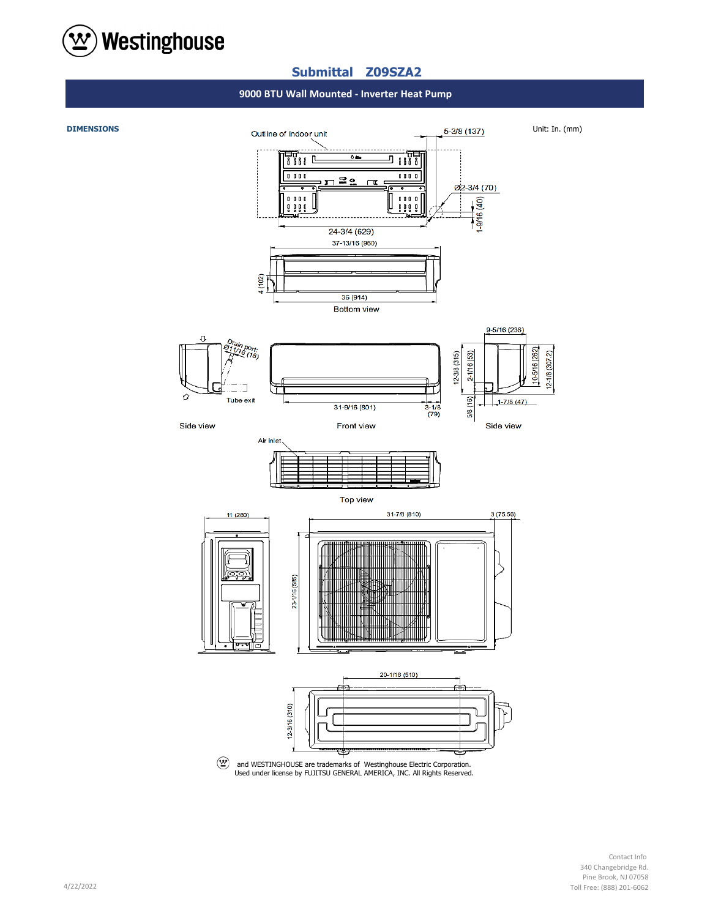# Submittal Z09SZA2

## 9000 BTU Wall Mounted - Inverter Heat Pump

**DIMENSIONS**

Unit: In. (mm)

Outline of indoor unit

5-3/8 (137)

Ø2-3/4 (70)

1-9/16 (40)

24-3/4 (629)

37-13/16 (960)

4 (102)

36 (914)

Bottom view

Drain port Ø11/16 (18)

Tube exit

Side view

31-9/16 (801)

3-1/8 (79)

Front view

9-5/16 (236)

12-3/8 (315)

2-1/16 (53)

10-5/16 (262)

12-1/8 (307.2)

5/8 (16)

1-7/8 (47)

Side view

Air inlet

Top view

11 (280)

31-7/8 (810)

3 (75.56)

23-1/16 (585)

20-1/16 (510)

12-3/16 (310)

and WESTINGHOUSE are trademarks of Westinghouse Electric Corporation.
Used under license by FUJITSU GENERAL AMERICA, INC. All Rights Reserved.

4/22/2022

Contact Info
340 Changebridge Rd.
Pine Brook, NJ 07058
Toll Free: (888) 201-6062